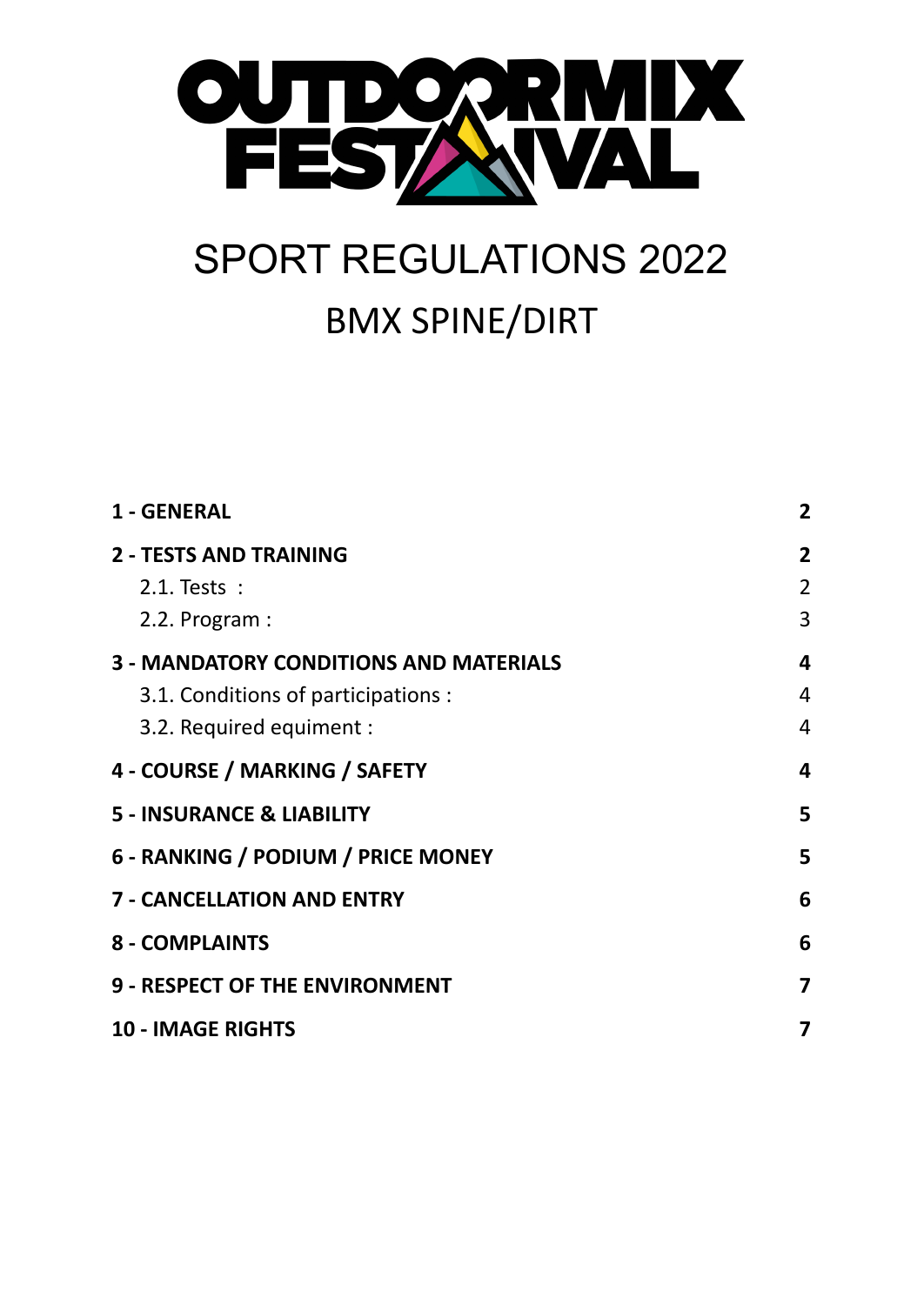# OUTDOORMIX FESTIVAL

# SPORT REGULATIONS 2022

## BMX SPINE/DIRT

| | |
|---|---|
| **1 - GENERAL** | **2** |
| **2 - TESTS AND TRAINING** | **2** |
| 2.1. Tests : | 2 |
| 2.2. Program : | 3 |
| **3 - MANDATORY CONDITIONS AND MATERIALS** | **4** |
| 3.1. Conditions of participations : | 4 |
| 3.2. Required equiment : | 4 |
| **4 - COURSE / MARKING / SAFETY** | **4** |
| **5 - INSURANCE & LIABILITY** | **5** |
| **6 - RANKING / PODIUM / PRICE MONEY** | **5** |
| **7 - CANCELLATION AND ENTRY** | **6** |
| **8 - COMPLAINTS** | **6** |
| **9 - RESPECT OF THE ENVIRONMENT** | **7** |
| **10 - IMAGE RIGHTS** | **7** |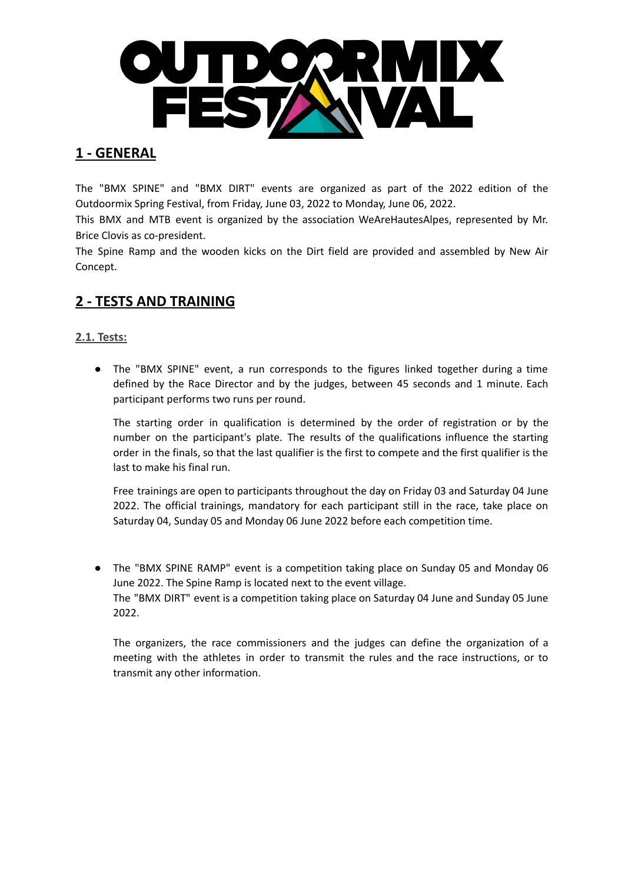## 1 - GENERAL

The "BMX SPINE" and "BMX DIRT" events are organized as part of the 2022 edition of the Outdoormix Spring Festival, from Friday, June 03, 2022 to Monday, June 06, 2022.
This BMX and MTB event is organized by the association WeAreHautesAlpes, represented by Mr. Brice Clovis as co-president.
The Spine Ramp and the wooden kicks on the Dirt field are provided and assembled by New Air Concept.

## 2 - TESTS AND TRAINING

### 2.1. Tests:

- The "BMX SPINE" event, a run corresponds to the figures linked together during a time defined by the Race Director and by the judges, between 45 seconds and 1 minute. Each participant performs two runs per round.

  The starting order in qualification is determined by the order of registration or by the number on the participant's plate. The results of the qualifications influence the starting order in the finals, so that the last qualifier is the first to compete and the first qualifier is the last to make his final run.

  Free trainings are open to participants throughout the day on Friday 03 and Saturday 04 June 2022. The official trainings, mandatory for each participant still in the race, take place on Saturday 04, Sunday 05 and Monday 06 June 2022 before each competition time.

- The "BMX SPINE RAMP" event is a competition taking place on Sunday 05 and Monday 06 June 2022. The Spine Ramp is located next to the event village.
  The "BMX DIRT" event is a competition taking place on Saturday 04 June and Sunday 05 June 2022.

  The organizers, the race commissioners and the judges can define the organization of a meeting with the athletes in order to transmit the rules and the race instructions, or to transmit any other information.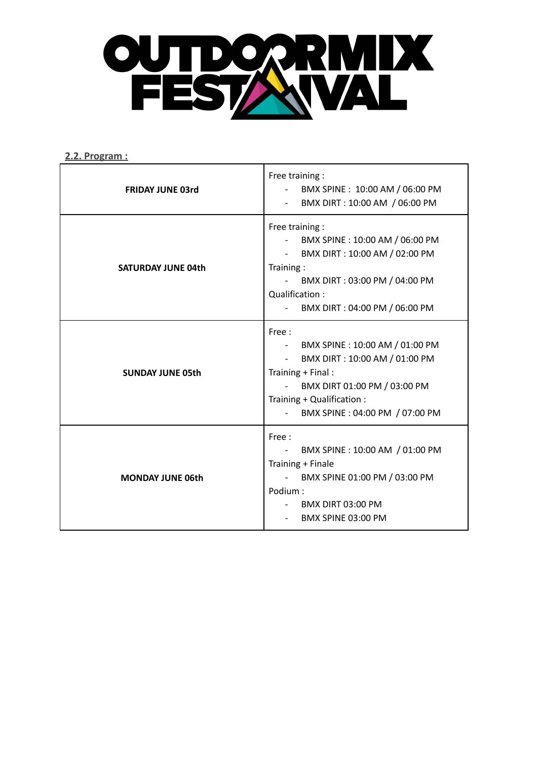OUTDOORMIX FESTIVAL

## 2.2. Program :

| | |
|---|---|
| **FRIDAY JUNE 03rd** | Free training :<br>- BMX SPINE : 10:00 AM / 06:00 PM<br>- BMX DIRT : 10:00 AM / 06:00 PM |
| **SATURDAY JUNE 04th** | Free training :<br>- BMX SPINE : 10:00 AM / 06:00 PM<br>- BMX DIRT : 10:00 AM / 02:00 PM<br>Training :<br>- BMX DIRT : 03:00 PM / 04:00 PM<br>Qualification :<br>- BMX DIRT : 04:00 PM / 06:00 PM |
| **SUNDAY JUNE 05th** | Free :<br>- BMX SPINE : 10:00 AM / 01:00 PM<br>- BMX DIRT : 10:00 AM / 01:00 PM<br>Training + Final :<br>- BMX DIRT 01:00 PM / 03:00 PM<br>Training + Qualification :<br>- BMX SPINE : 04:00 PM / 07:00 PM |
| **MONDAY JUNE 06th** | Free :<br>- BMX SPINE : 10:00 AM / 01:00 PM<br>Training + Finale<br>- BMX SPINE 01:00 PM / 03:00 PM<br>Podium :<br>- BMX DIRT 03:00 PM<br>- BMX SPINE 03:00 PM |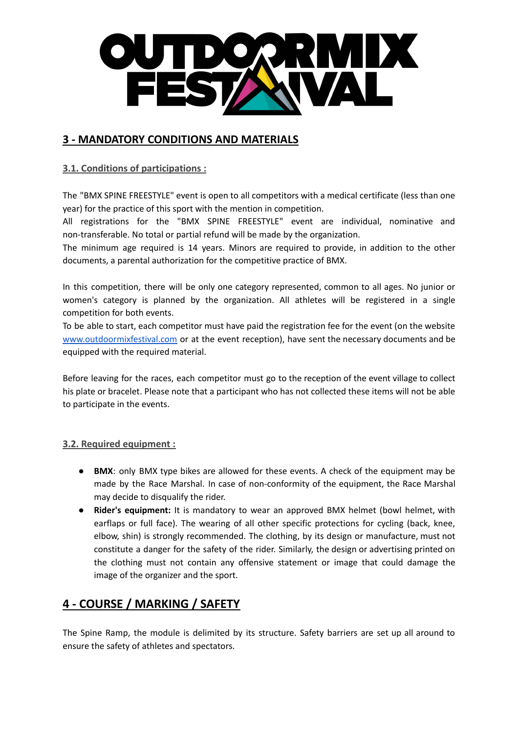## 3 - MANDATORY CONDITIONS AND MATERIALS

### 3.1. Conditions of participations :

The "BMX SPINE FREESTYLE" event is open to all competitors with a medical certificate (less than one year) for the practice of this sport with the mention in competition.
All registrations for the "BMX SPINE FREESTYLE" event are individual, nominative and non-transferable. No total or partial refund will be made by the organization.
The minimum age required is 14 years. Minors are required to provide, in addition to the other documents, a parental authorization for the competitive practice of BMX.

In this competition, there will be only one category represented, common to all ages. No junior or women's category is planned by the organization. All athletes will be registered in a single competition for both events.
To be able to start, each competitor must have paid the registration fee for the event (on the website [www.outdoormixfestival.com](http://www.outdoormixfestival.com) or at the event reception), have sent the necessary documents and be equipped with the required material.

Before leaving for the races, each competitor must go to the reception of the event village to collect his plate or bracelet. Please note that a participant who has not collected these items will not be able to participate in the events.

### 3.2. Required equipment :

- **BMX**: only BMX type bikes are allowed for these events. A check of the equipment may be made by the Race Marshal. In case of non-conformity of the equipment, the Race Marshal may decide to disqualify the rider.
- **Rider's equipment:** It is mandatory to wear an approved BMX helmet (bowl helmet, with earflaps or full face). The wearing of all other specific protections for cycling (back, knee, elbow, shin) is strongly recommended. The clothing, by its design or manufacture, must not constitute a danger for the safety of the rider. Similarly, the design or advertising printed on the clothing must not contain any offensive statement or image that could damage the image of the organizer and the sport.

## 4 - COURSE / MARKING / SAFETY

The Spine Ramp, the module is delimited by its structure. Safety barriers are set up all around to ensure the safety of athletes and spectators.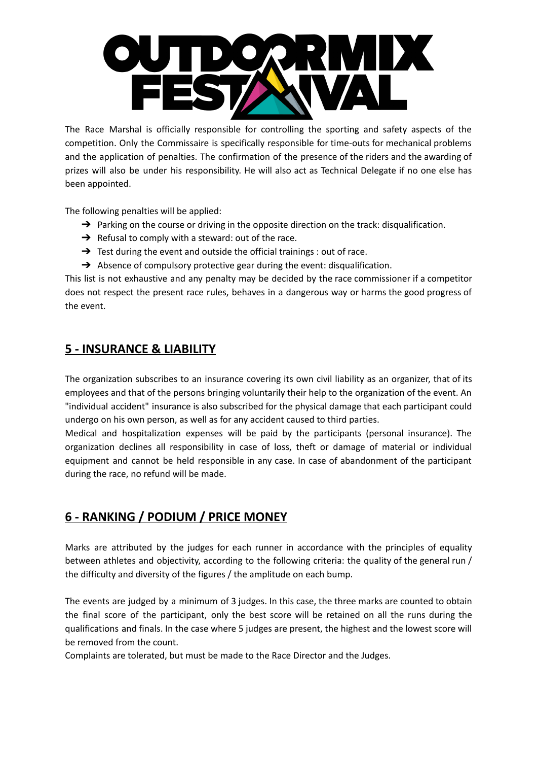The Race Marshal is officially responsible for controlling the sporting and safety aspects of the competition. Only the Commissaire is specifically responsible for time-outs for mechanical problems and the application of penalties. The confirmation of the presence of the riders and the awarding of prizes will also be under his responsibility. He will also act as Technical Delegate if no one else has been appointed.

The following penalties will be applied:

- ➔ Parking on the course or driving in the opposite direction on the track: disqualification.
- ➔ Refusal to comply with a steward: out of the race.
- ➔ Test during the event and outside the official trainings : out of race.
- ➔ Absence of compulsory protective gear during the event: disqualification.

This list is not exhaustive and any penalty may be decided by the race commissioner if a competitor does not respect the present race rules, behaves in a dangerous way or harms the good progress of the event.

## 5 - INSURANCE & LIABILITY

The organization subscribes to an insurance covering its own civil liability as an organizer, that of its employees and that of the persons bringing voluntarily their help to the organization of the event. An "individual accident" insurance is also subscribed for the physical damage that each participant could undergo on his own person, as well as for any accident caused to third parties.
Medical and hospitalization expenses will be paid by the participants (personal insurance). The organization declines all responsibility in case of loss, theft or damage of material or individual equipment and cannot be held responsible in any case. In case of abandonment of the participant during the race, no refund will be made.

## 6 - RANKING / PODIUM / PRICE MONEY

Marks are attributed by the judges for each runner in accordance with the principles of equality between athletes and objectivity, according to the following criteria: the quality of the general run / the difficulty and diversity of the figures / the amplitude on each bump.

The events are judged by a minimum of 3 judges. In this case, the three marks are counted to obtain the final score of the participant, only the best score will be retained on all the runs during the qualifications and finals. In the case where 5 judges are present, the highest and the lowest score will be removed from the count.
Complaints are tolerated, but must be made to the Race Director and the Judges.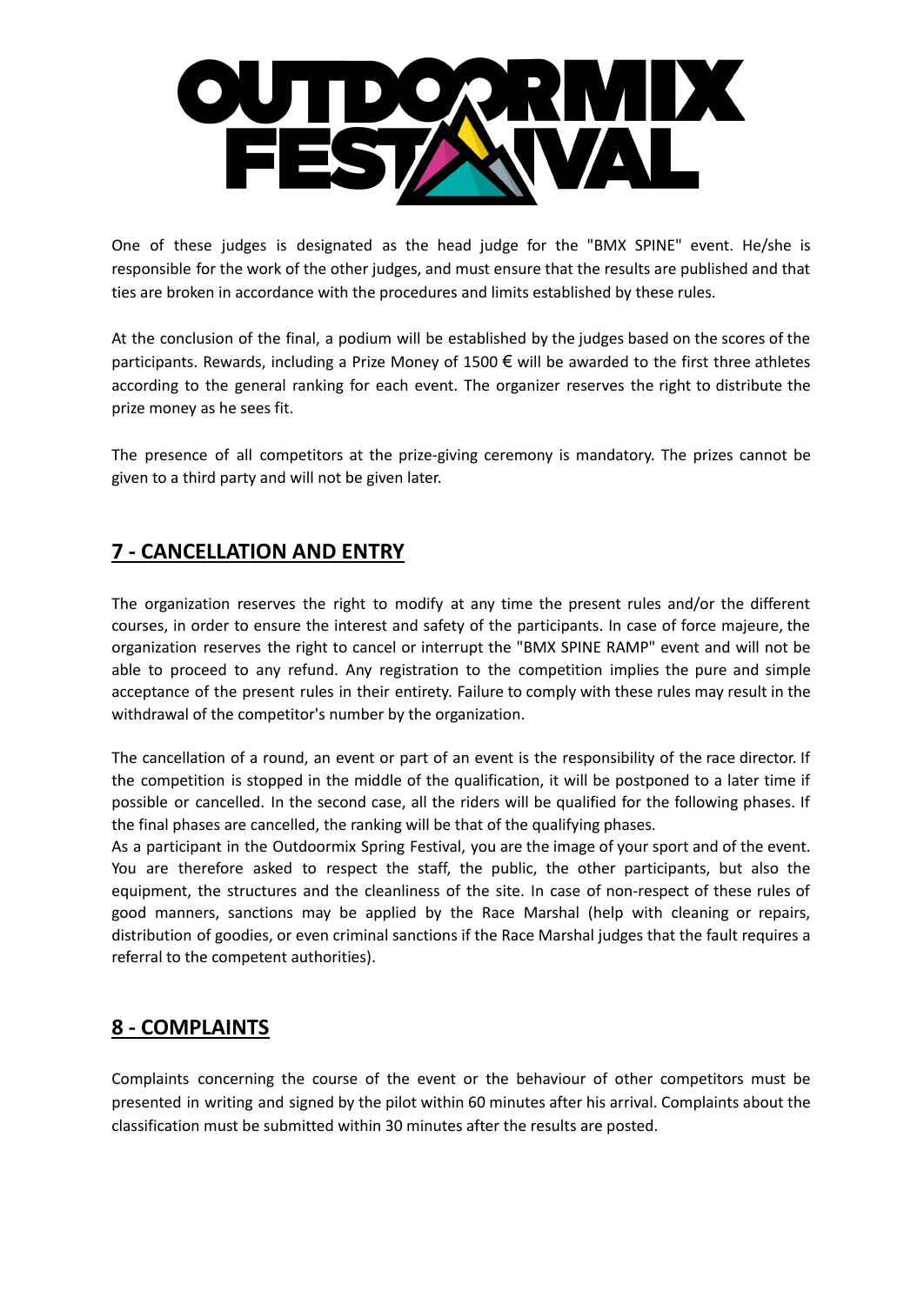One of these judges is designated as the head judge for the "BMX SPINE" event. He/she is responsible for the work of the other judges, and must ensure that the results are published and that ties are broken in accordance with the procedures and limits established by these rules.

At the conclusion of the final, a podium will be established by the judges based on the scores of the participants. Rewards, including a Prize Money of 1500 € will be awarded to the first three athletes according to the general ranking for each event. The organizer reserves the right to distribute the prize money as he sees fit.

The presence of all competitors at the prize-giving ceremony is mandatory. The prizes cannot be given to a third party and will not be given later.

## 7 - CANCELLATION AND ENTRY

The organization reserves the right to modify at any time the present rules and/or the different courses, in order to ensure the interest and safety of the participants. In case of force majeure, the organization reserves the right to cancel or interrupt the "BMX SPINE RAMP" event and will not be able to proceed to any refund. Any registration to the competition implies the pure and simple acceptance of the present rules in their entirety. Failure to comply with these rules may result in the withdrawal of the competitor's number by the organization.

The cancellation of a round, an event or part of an event is the responsibility of the race director. If the competition is stopped in the middle of the qualification, it will be postponed to a later time if possible or cancelled. In the second case, all the riders will be qualified for the following phases. If the final phases are cancelled, the ranking will be that of the qualifying phases.
As a participant in the Outdoormix Spring Festival, you are the image of your sport and of the event. You are therefore asked to respect the staff, the public, the other participants, but also the equipment, the structures and the cleanliness of the site. In case of non-respect of these rules of good manners, sanctions may be applied by the Race Marshal (help with cleaning or repairs, distribution of goodies, or even criminal sanctions if the Race Marshal judges that the fault requires a referral to the competent authorities).

## 8 - COMPLAINTS

Complaints concerning the course of the event or the behaviour of other competitors must be presented in writing and signed by the pilot within 60 minutes after his arrival. Complaints about the classification must be submitted within 30 minutes after the results are posted.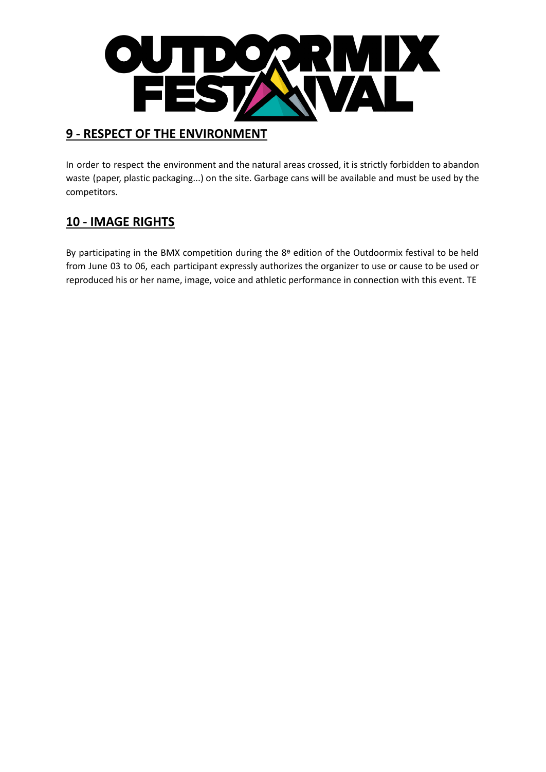## 9 - RESPECT OF THE ENVIRONMENT

In order to respect the environment and the natural areas crossed, it is strictly forbidden to abandon waste (paper, plastic packaging...) on the site. Garbage cans will be available and must be used by the competitors.

## 10 - IMAGE RIGHTS

By participating in the BMX competition during the 8e edition of the Outdoormix festival to be held from June 03 to 06, each participant expressly authorizes the organizer to use or cause to be used or reproduced his or her name, image, voice and athletic performance in connection with this event. TE